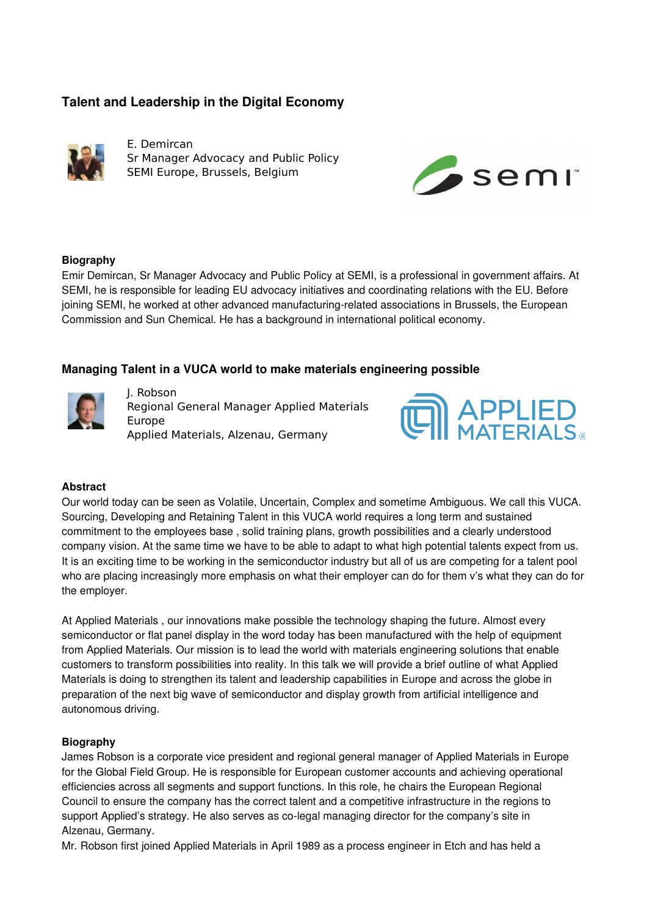## Talent and Leadership in the Digital Economy

E. Demircan
Sr Manager Advocacy and Public Policy
SEMI Europe, Brussels, Belgium

### Biography

Emir Demircan, Sr Manager Advocacy and Public Policy at SEMI, is a professional in government affairs. At SEMI, he is responsible for leading EU advocacy initiatives and coordinating relations with the EU. Before joining SEMI, he worked at other advanced manufacturing-related associations in Brussels, the European Commission and Sun Chemical. He has a background in international political economy.

## Managing Talent in a VUCA world to make materials engineering possible

J. Robson
Regional General Manager Applied Materials Europe
Applied Materials, Alzenau, Germany

### Abstract

Our world today can be seen as Volatile, Uncertain, Complex and sometime Ambiguous. We call this VUCA. Sourcing, Developing and Retaining Talent in this VUCA world requires a long term and sustained commitment to the employees base , solid training plans, growth possibilities and a clearly understood company vision. At the same time we have to be able to adapt to what high potential talents expect from us. It is an exciting time to be working in the semiconductor industry but all of us are competing for a talent pool who are placing increasingly more emphasis on what their employer can do for them v's what they can do for the employer.

At Applied Materials , our innovations make possible the technology shaping the future. Almost every semiconductor or flat panel display in the word today has been manufactured with the help of equipment from Applied Materials. Our mission is to lead the world with materials engineering solutions that enable customers to transform possibilities into reality. In this talk we will provide a brief outline of what Applied Materials is doing to strengthen its talent and leadership capabilities in Europe and across the globe in preparation of the next big wave of semiconductor and display growth from artificial intelligence and autonomous driving.

### Biography

James Robson is a corporate vice president and regional general manager of Applied Materials in Europe for the Global Field Group. He is responsible for European customer accounts and achieving operational efficiencies across all segments and support functions. In this role, he chairs the European Regional Council to ensure the company has the correct talent and a competitive infrastructure in the regions to support Applied's strategy. He also serves as co-legal managing director for the company's site in Alzenau, Germany.
Mr. Robson first joined Applied Materials in April 1989 as a process engineer in Etch and has held a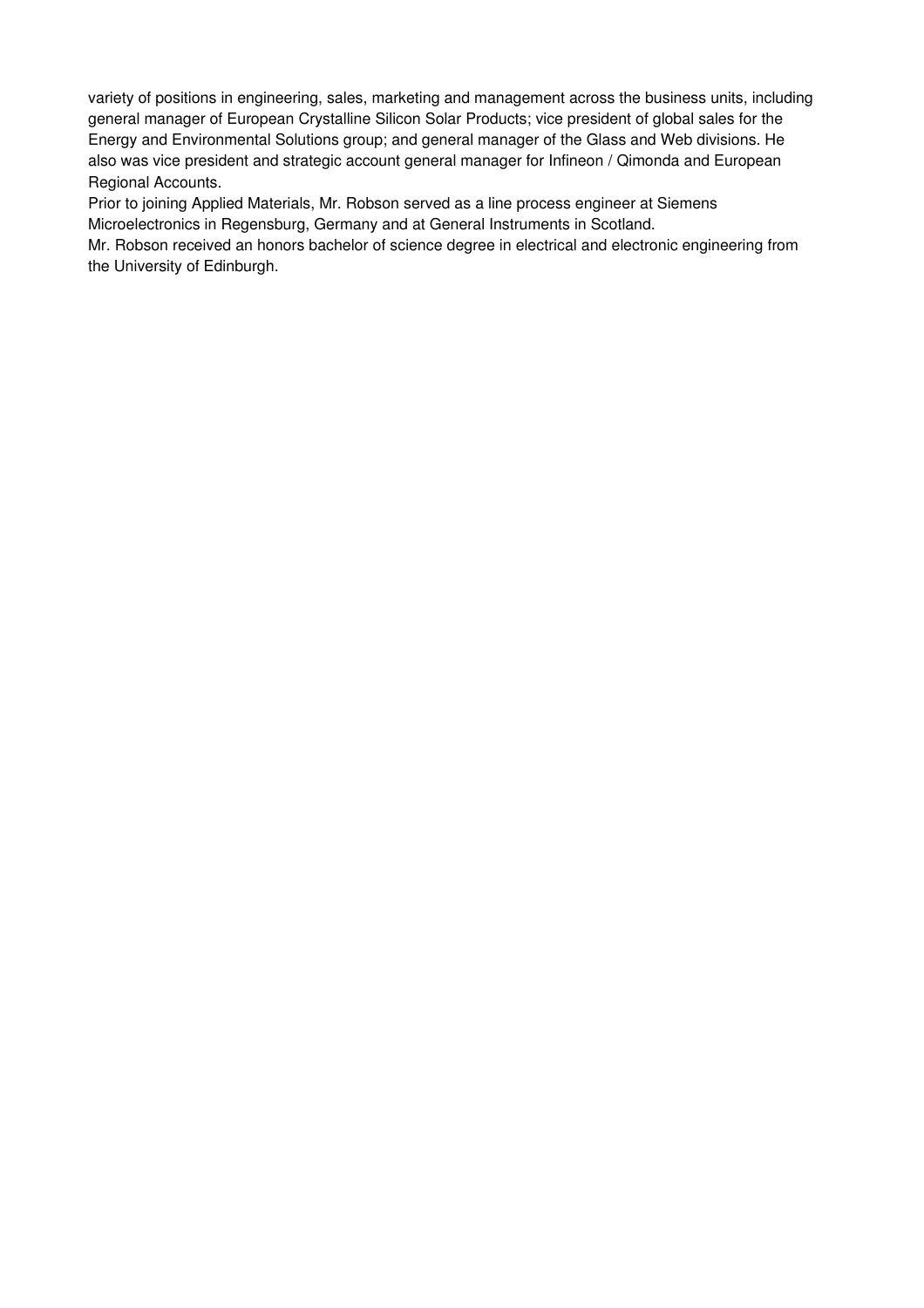variety of positions in engineering, sales, marketing and management across the business units, including general manager of European Crystalline Silicon Solar Products; vice president of global sales for the Energy and Environmental Solutions group; and general manager of the Glass and Web divisions. He also was vice president and strategic account general manager for Infineon / Qimonda and European Regional Accounts.

Prior to joining Applied Materials, Mr. Robson served as a line process engineer at Siemens Microelectronics in Regensburg, Germany and at General Instruments in Scotland.

Mr. Robson received an honors bachelor of science degree in electrical and electronic engineering from the University of Edinburgh.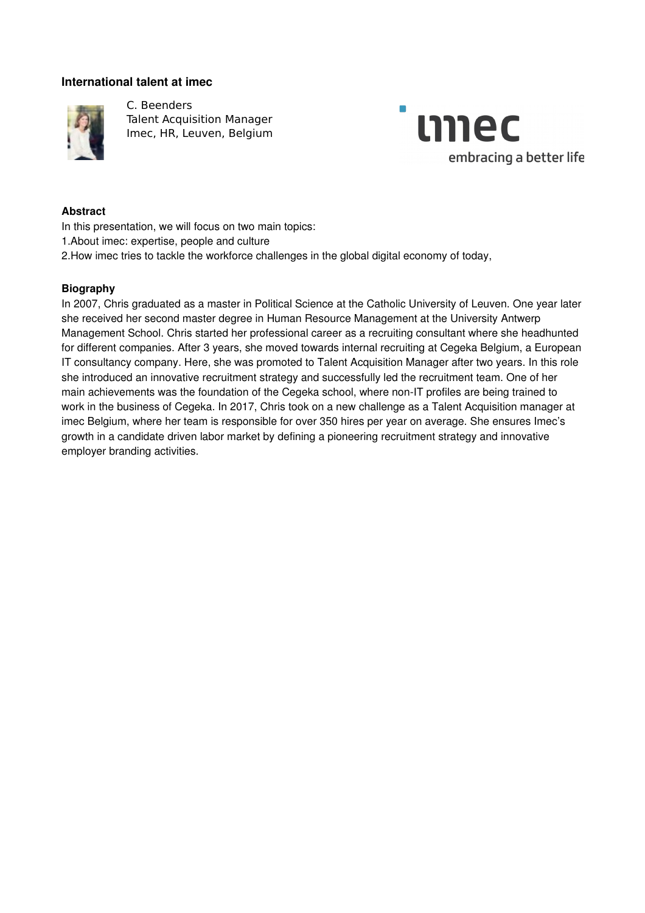## International talent at imec

C. Beenders
Talent Acquisition Manager
Imec, HR, Leuven, Belgium

### Abstract

In this presentation, we will focus on two main topics:

1.About imec: expertise, people and culture

2.How imec tries to tackle the workforce challenges in the global digital economy of today,

### Biography

In 2007, Chris graduated as a master in Political Science at the Catholic University of Leuven. One year later she received her second master degree in Human Resource Management at the University Antwerp Management School. Chris started her professional career as a recruiting consultant where she headhunted for different companies. After 3 years, she moved towards internal recruiting at Cegeka Belgium, a European IT consultancy company. Here, she was promoted to Talent Acquisition Manager after two years. In this role she introduced an innovative recruitment strategy and successfully led the recruitment team. One of her main achievements was the foundation of the Cegeka school, where non-IT profiles are being trained to work in the business of Cegeka. In 2017, Chris took on a new challenge as a Talent Acquisition manager at imec Belgium, where her team is responsible for over 350 hires per year on average. She ensures Imec's growth in a candidate driven labor market by defining a pioneering recruitment strategy and innovative employer branding activities.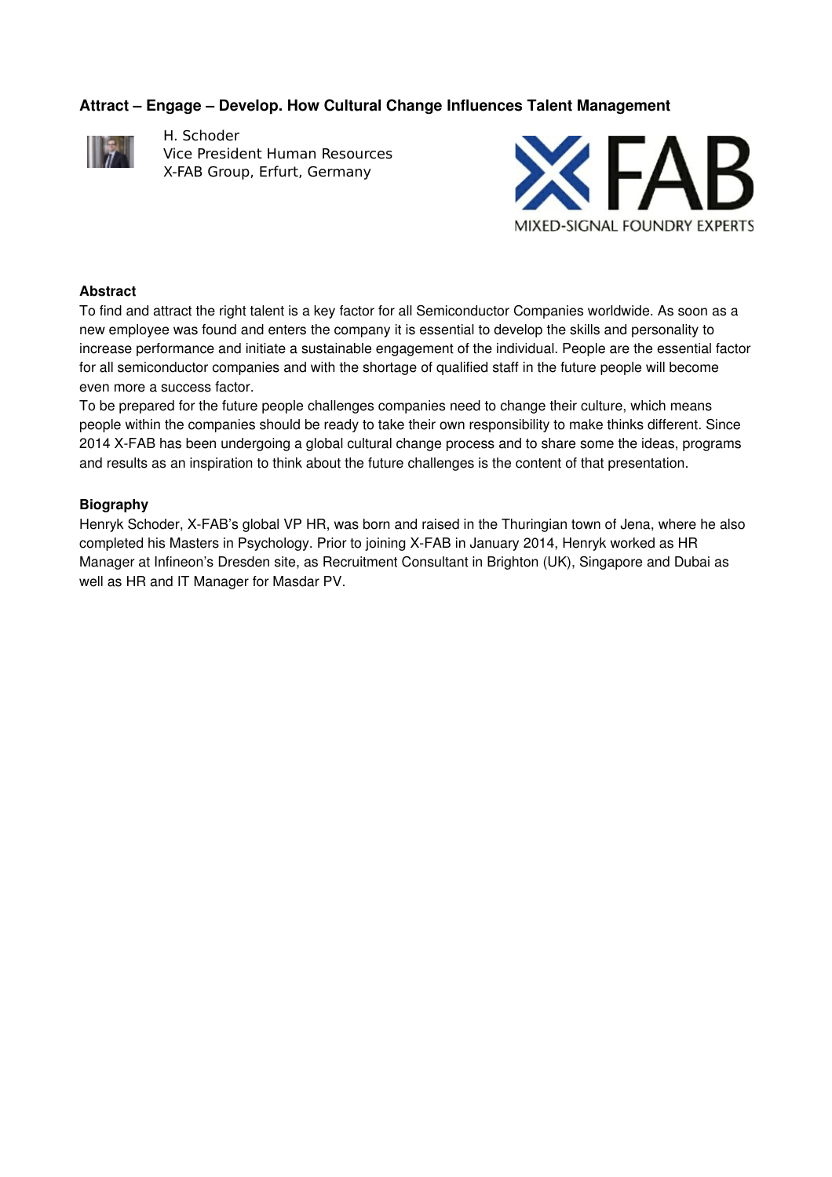## Attract – Engage – Develop. How Cultural Change Influences Talent Management

H. Schoder
Vice President Human Resources
X-FAB Group, Erfurt, Germany

### Abstract

To find and attract the right talent is a key factor for all Semiconductor Companies worldwide. As soon as a new employee was found and enters the company it is essential to develop the skills and personality to increase performance and initiate a sustainable engagement of the individual. People are the essential factor for all semiconductor companies and with the shortage of qualified staff in the future people will become even more a success factor.

To be prepared for the future people challenges companies need to change their culture, which means people within the companies should be ready to take their own responsibility to make thinks different. Since 2014 X-FAB has been undergoing a global cultural change process and to share some the ideas, programs and results as an inspiration to think about the future challenges is the content of that presentation.

### Biography

Henryk Schoder, X-FAB's global VP HR, was born and raised in the Thuringian town of Jena, where he also completed his Masters in Psychology. Prior to joining X-FAB in January 2014, Henryk worked as HR Manager at Infineon's Dresden site, as Recruitment Consultant in Brighton (UK), Singapore and Dubai as well as HR and IT Manager for Masdar PV.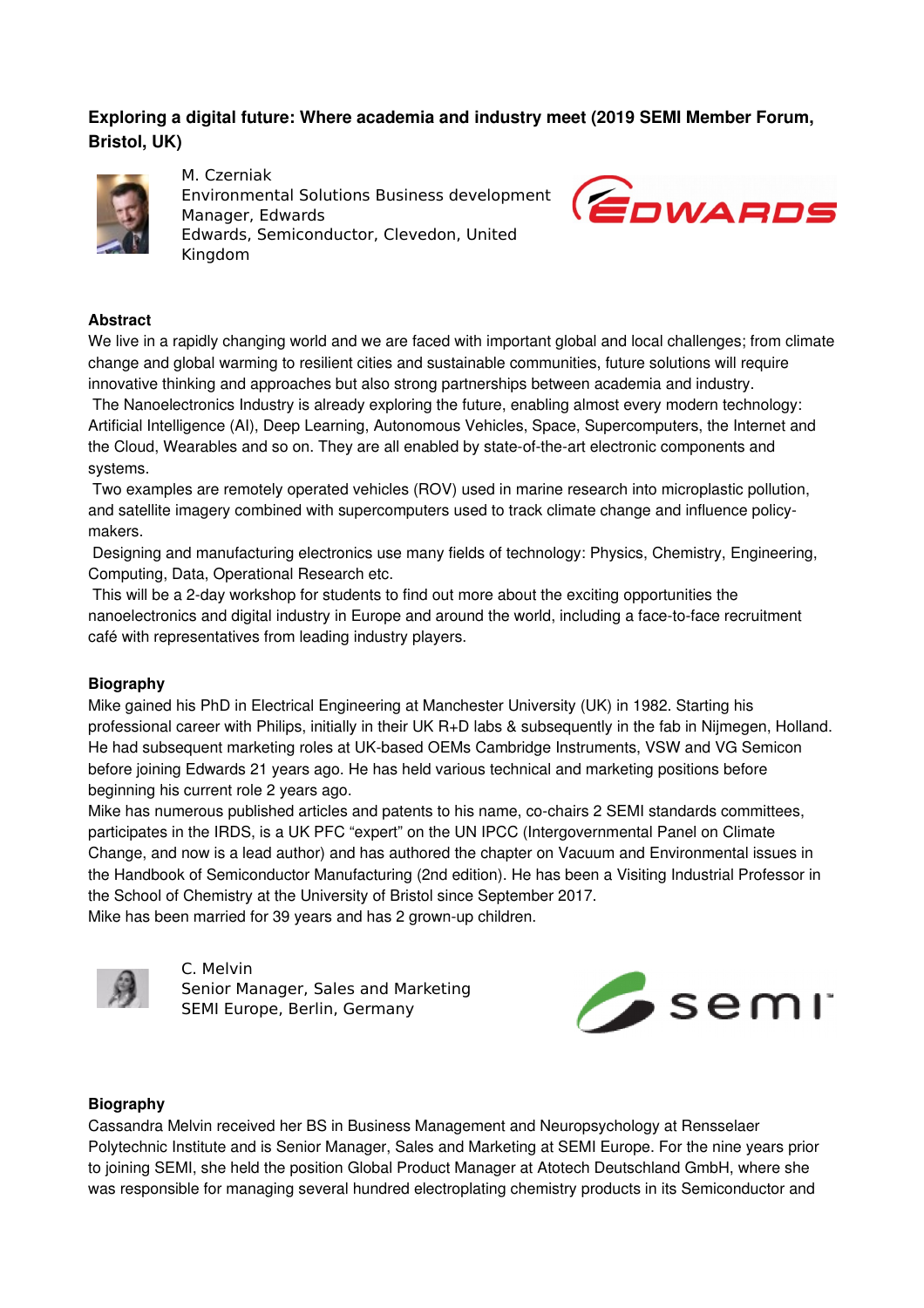## Exploring a digital future: Where academia and industry meet (2019 SEMI Member Forum, Bristol, UK)

M. Czerniak
Environmental Solutions Business development Manager, Edwards
Edwards, Semiconductor, Clevedon, United Kingdom

### Abstract

We live in a rapidly changing world and we are faced with important global and local challenges; from climate change and global warming to resilient cities and sustainable communities, future solutions will require innovative thinking and approaches but also strong partnerships between academia and industry.

The Nanoelectronics Industry is already exploring the future, enabling almost every modern technology: Artificial Intelligence (AI), Deep Learning, Autonomous Vehicles, Space, Supercomputers, the Internet and the Cloud, Wearables and so on. They are all enabled by state-of-the-art electronic components and systems.

Two examples are remotely operated vehicles (ROV) used in marine research into microplastic pollution, and satellite imagery combined with supercomputers used to track climate change and influence policy-makers.

Designing and manufacturing electronics use many fields of technology: Physics, Chemistry, Engineering, Computing, Data, Operational Research etc.

This will be a 2-day workshop for students to find out more about the exciting opportunities the nanoelectronics and digital industry in Europe and around the world, including a face-to-face recruitment café with representatives from leading industry players.

### Biography

Mike gained his PhD in Electrical Engineering at Manchester University (UK) in 1982. Starting his professional career with Philips, initially in their UK R+D labs & subsequently in the fab in Nijmegen, Holland. He had subsequent marketing roles at UK-based OEMs Cambridge Instruments, VSW and VG Semicon before joining Edwards 21 years ago. He has held various technical and marketing positions before beginning his current role 2 years ago.

Mike has numerous published articles and patents to his name, co-chairs 2 SEMI standards committees, participates in the IRDS, is a UK PFC “expert” on the UN IPCC (Intergovernmental Panel on Climate Change, and now is a lead author) and has authored the chapter on Vacuum and Environmental issues in the Handbook of Semiconductor Manufacturing (2nd edition). He has been a Visiting Industrial Professor in the School of Chemistry at the University of Bristol since September 2017.

Mike has been married for 39 years and has 2 grown-up children.

C. Melvin
Senior Manager, Sales and Marketing
SEMI Europe, Berlin, Germany

### Biography

Cassandra Melvin received her BS in Business Management and Neuropsychology at Rensselaer Polytechnic Institute and is Senior Manager, Sales and Marketing at SEMI Europe. For the nine years prior to joining SEMI, she held the position Global Product Manager at Atotech Deutschland GmbH, where she was responsible for managing several hundred electroplating chemistry products in its Semiconductor and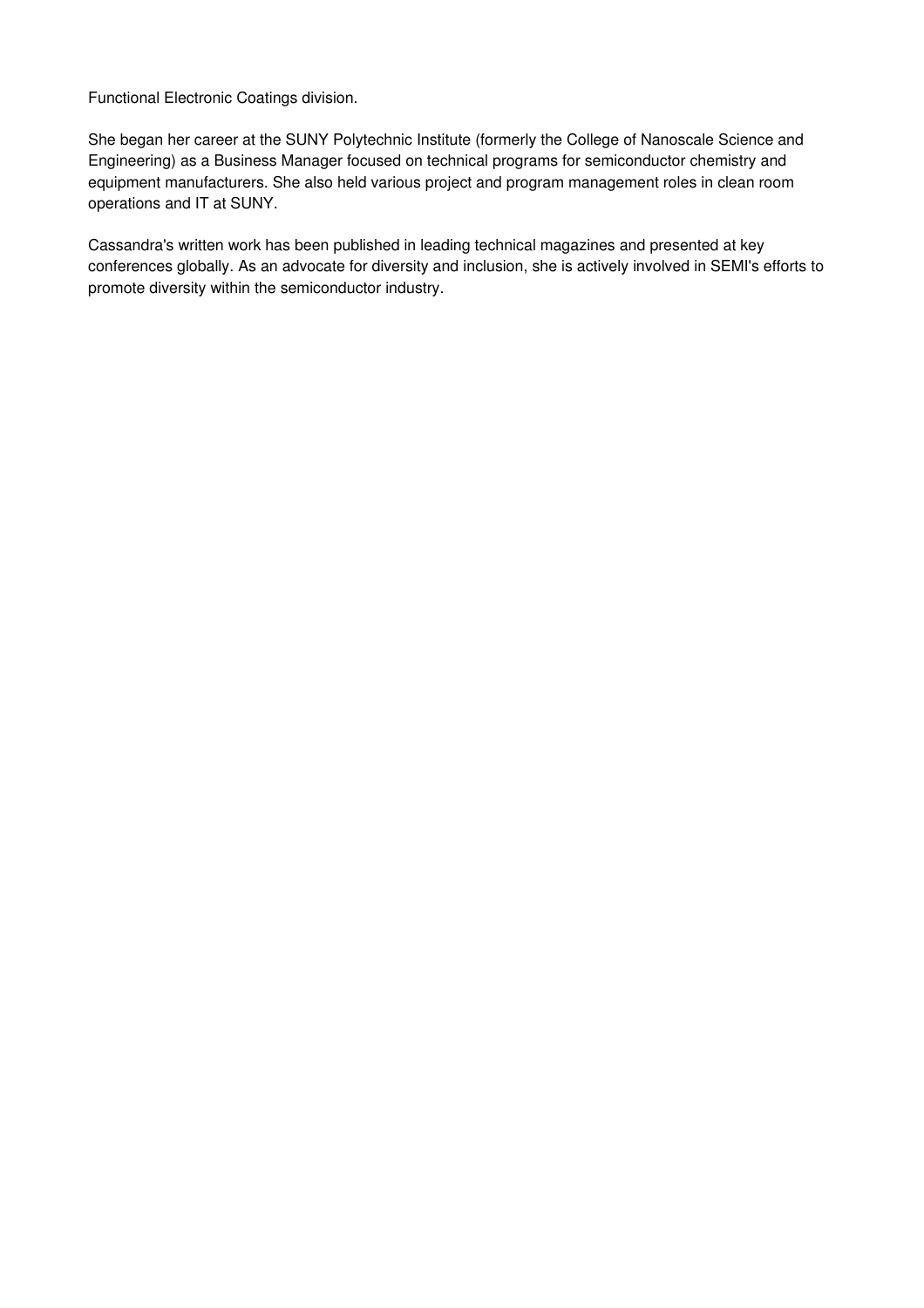Functional Electronic Coatings division.

She began her career at the SUNY Polytechnic Institute (formerly the College of Nanoscale Science and Engineering) as a Business Manager focused on technical programs for semiconductor chemistry and equipment manufacturers. She also held various project and program management roles in clean room operations and IT at SUNY.

Cassandra's written work has been published in leading technical magazines and presented at key conferences globally. As an advocate for diversity and inclusion, she is actively involved in SEMI's efforts to promote diversity within the semiconductor industry.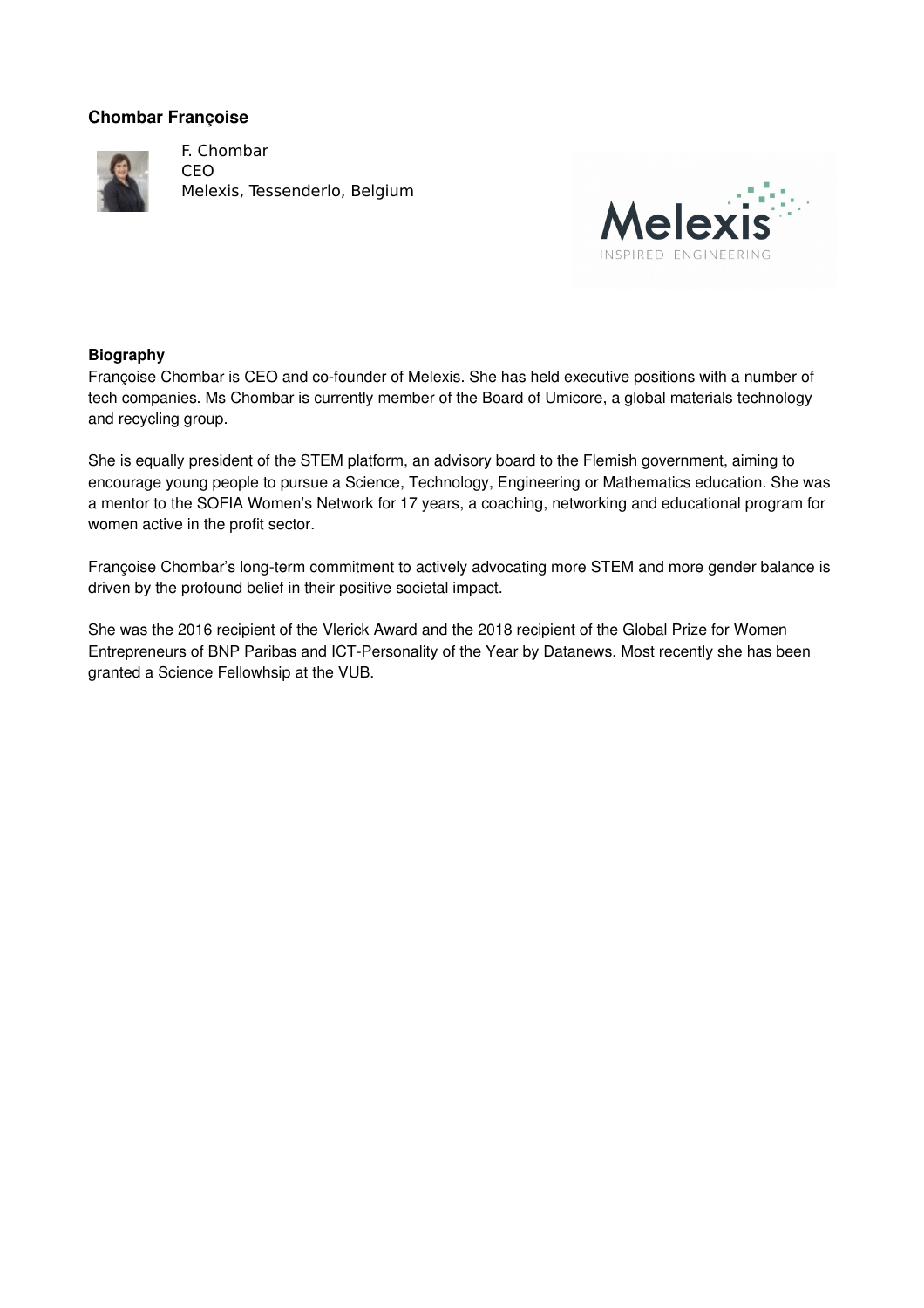**Chombar Françoise**

F. Chombar
CEO
Melexis, Tessenderlo, Belgium

**Biography**

Françoise Chombar is CEO and co-founder of Melexis. She has held executive positions with a number of tech companies. Ms Chombar is currently member of the Board of Umicore, a global materials technology and recycling group.

She is equally president of the STEM platform, an advisory board to the Flemish government, aiming to encourage young people to pursue a Science, Technology, Engineering or Mathematics education. She was a mentor to the SOFIA Women's Network for 17 years, a coaching, networking and educational program for women active in the profit sector.

Françoise Chombar's long-term commitment to actively advocating more STEM and more gender balance is driven by the profound belief in their positive societal impact.

She was the 2016 recipient of the Vlerick Award and the 2018 recipient of the Global Prize for Women Entrepreneurs of BNP Paribas and ICT-Personality of the Year by Datanews. Most recently she has been granted a Science Fellowhsip at the VUB.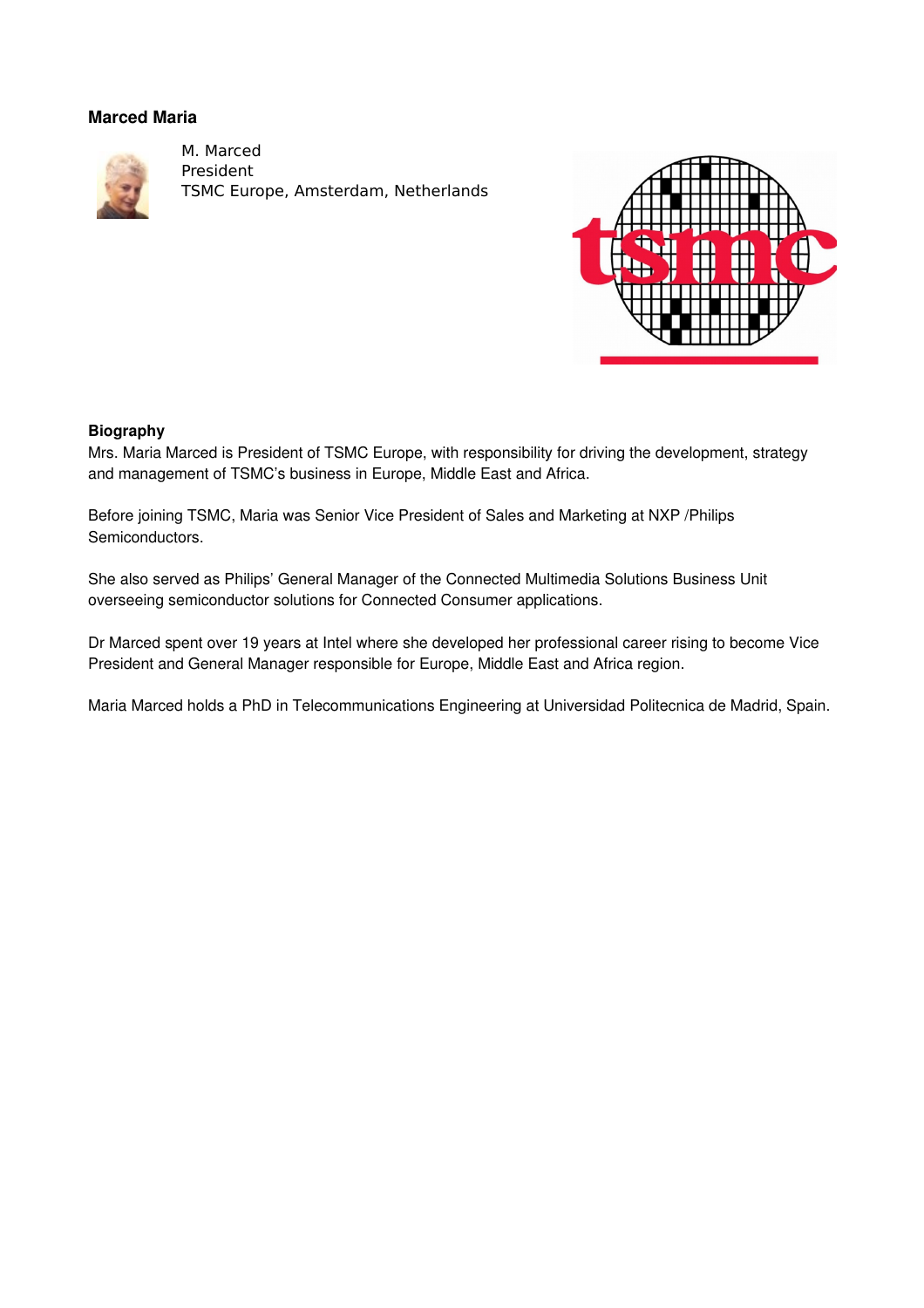**Marced Maria**

M. Marced
President
TSMC Europe, Amsterdam, Netherlands

**Biography**

Mrs. Maria Marced is President of TSMC Europe, with responsibility for driving the development, strategy and management of TSMC's business in Europe, Middle East and Africa.

Before joining TSMC, Maria was Senior Vice President of Sales and Marketing at NXP /Philips Semiconductors.

She also served as Philips' General Manager of the Connected Multimedia Solutions Business Unit overseeing semiconductor solutions for Connected Consumer applications.

Dr Marced spent over 19 years at Intel where she developed her professional career rising to become Vice President and General Manager responsible for Europe, Middle East and Africa region.

Maria Marced holds a PhD in Telecommunications Engineering at Universidad Politecnica de Madrid, Spain.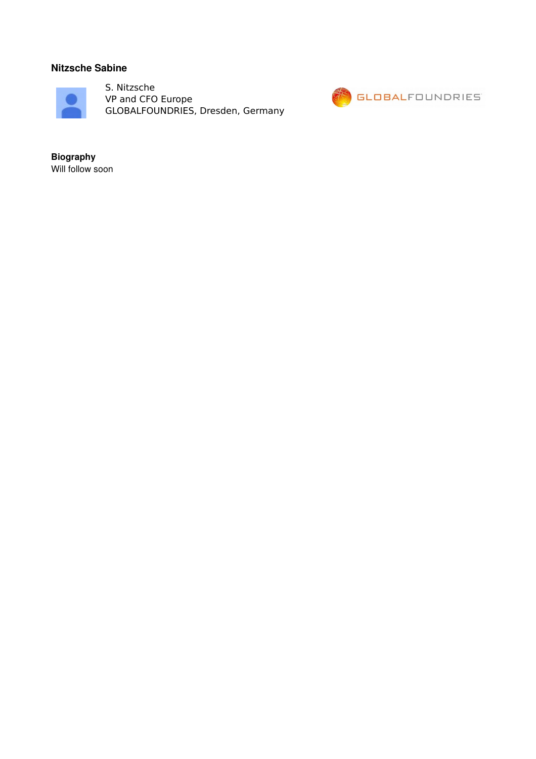### Nitzsche Sabine

S. Nitzsche
VP and CFO Europe
GLOBALFOUNDRIES, Dresden, Germany

**Biography**
Will follow soon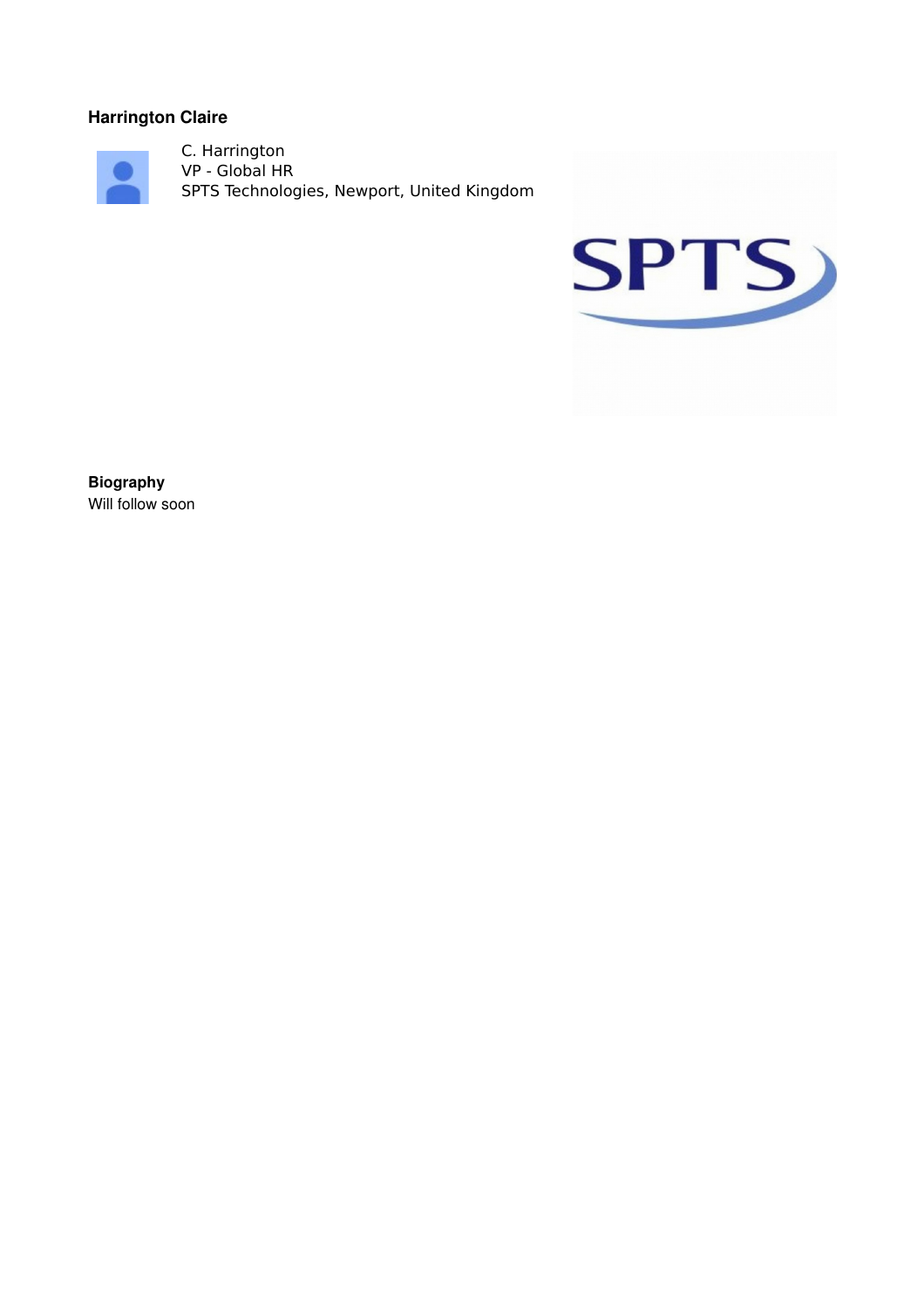## Harrington Claire

C. Harrington
VP - Global HR
SPTS Technologies, Newport, United Kingdom

**Biography**
Will follow soon